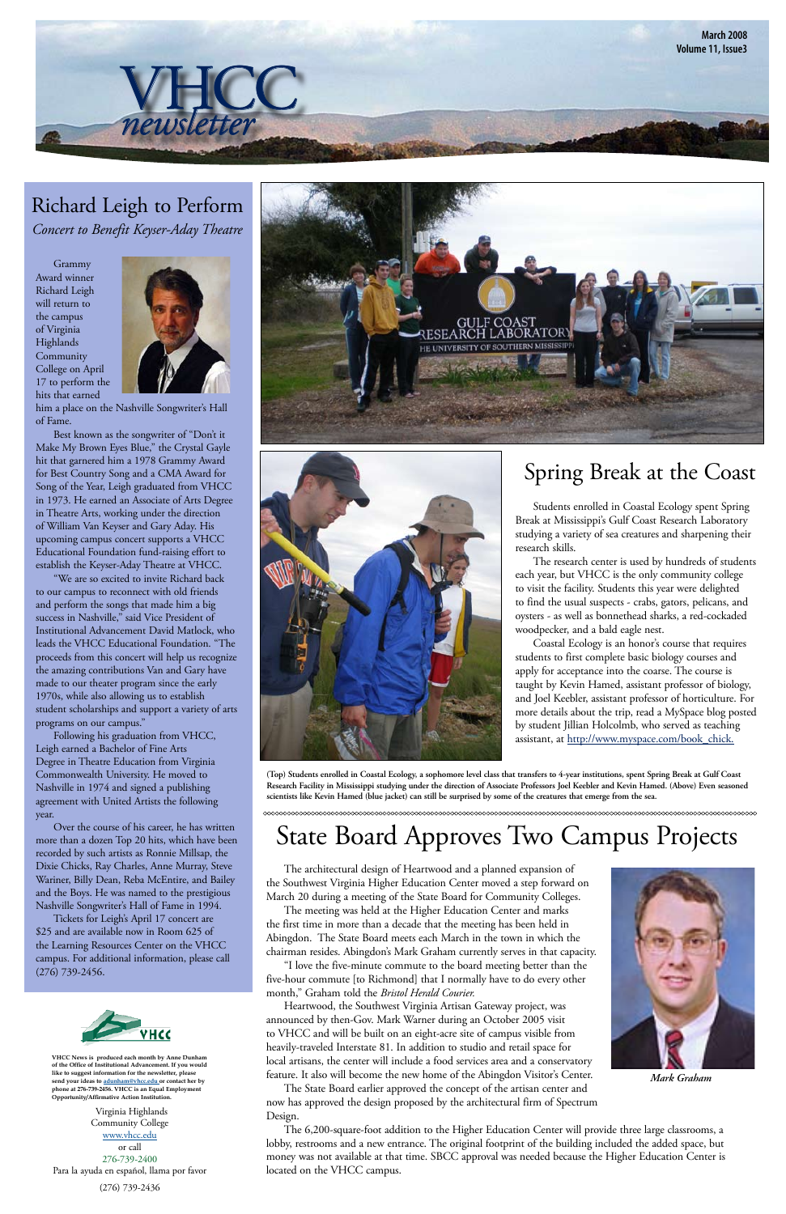# VHCC newsletter

March 2008
Volume 11, Issue3

## Richard Leigh to Perform

*Concert to Benefit Keyser-Aday Theatre*

Grammy Award winner Richard Leigh will return to the campus of Virginia Highlands Community College on April 17 to perform the hits that earned him a place on the Nashville Songwriter's Hall of Fame.

Best known as the songwriter of "Don't it Make My Brown Eyes Blue," the Crystal Gayle hit that garnered him a 1978 Grammy Award for Best Country Song and a CMA Award for Song of the Year, Leigh graduated from VHCC in 1973. He earned an Associate of Arts Degree in Theatre Arts, working under the direction of William Van Keyser and Gary Aday. His upcoming campus concert supports a VHCC Educational Foundation fund-raising effort to establish the Keyser-Aday Theatre at VHCC.

"We are so excited to invite Richard back to our campus to reconnect with old friends and perform the songs that made him a big success in Nashville," said Vice President of Institutional Advancement David Matlock, who leads the VHCC Educational Foundation. "The proceeds from this concert will help us recognize the amazing contributions Van and Gary have made to our theater program since the early 1970s, while also allowing us to establish student scholarships and support a variety of arts programs on our campus."

Following his graduation from VHCC, Leigh earned a Bachelor of Fine Arts Degree in Theatre Education from Virginia Commonwealth University. He moved to Nashville in 1974 and signed a publishing agreement with United Artists the following year.

Over the course of his career, he has written more than a dozen Top 20 hits, which have been recorded by such artists as Ronnie Millsap, the Dixie Chicks, Ray Charles, Anne Murray, Steve Wariner, Billy Dean, Reba McEntire, and Bailey and the Boys. He was named to the prestigious Nashville Songwriter's Hall of Fame in 1994.

Tickets for Leigh's April 17 concert are $25 and are available now in Room 625 of the Learning Resources Center on the VHCC campus. For additional information, please call (276) 739-2456.

## Spring Break at the Coast

Students enrolled in Coastal Ecology spent Spring Break at Mississippi's Gulf Coast Research Laboratory studying a variety of sea creatures and sharpening their research skills.

The research center is used by hundreds of students each year, but VHCC is the only community college to visit the facility. Students this year were delighted to find the usual suspects - crabs, gators, pelicans, and oysters - as well as bonnethead sharks, a red-cockaded woodpecker, and a bald eagle nest.

Coastal Ecology is an honor's course that requires students to first complete basic biology courses and apply for acceptance into the coarse. The course is taught by Kevin Hamed, assistant professor of biology, and Joel Keebler, assistant professor of horticulture. For more details about the trip, read a MySpace blog posted by student Jillian Holcolmb, who served as teaching assistant, at http://www.myspace.com/book_chick.

**(Top) Students enrolled in Coastal Ecology, a sophomore level class that transfers to 4-year institutions, spent Spring Break at Gulf Coast Research Facility in Mississippi studying under the direction of Associate Professors Joel Keebler and Kevin Hamed. (Above) Even seasoned scientists like Kevin Hamed (blue jacket) can still be surprised by some of the creatures that emerge from the sea.**

## State Board Approves Two Campus Projects

The architectural design of Heartwood and a planned expansion of the Southwest Virginia Higher Education Center moved a step forward on March 20 during a meeting of the State Board for Community Colleges.

The meeting was held at the Higher Education Center and marks the first time in more than a decade that the meeting has been held in Abingdon. The State Board meets each March in the town in which the chairman resides. Abingdon's Mark Graham currently serves in that capacity.

"I love the five-minute commute to the board meeting better than the five-hour commute [to Richmond] that I normally have to do every other month," Graham told the *Bristol Herald Courier.*

Heartwood, the Southwest Virginia Artisan Gateway project, was announced by then-Gov. Mark Warner during an October 2005 visit to VHCC and will be built on an eight-acre site of campus visible from heavily-traveled Interstate 81. In addition to studio and retail space for local artisans, the center will include a food services area and a conservatory feature. It also will become the new home of the Abingdon Visitor's Center.

The State Board earlier approved the concept of the artisan center and now has approved the design proposed by the architectural firm of Spectrum Design.

The 6,200-square-foot addition to the Higher Education Center will provide three large classrooms, a lobby, restrooms and a new entrance. The original footprint of the building included the added space, but money was not available at that time. SBCC approval was needed because the Higher Education Center is located on the VHCC campus.

***Mark Graham***

**VHCC News is produced each month by Anne Dunham of the Office of Institutional Advancement. If you would like to suggest information for the newsletter, please send your ideas to adunham@vhcc.edu or contact her by phone at 276-739-2456. VHCC is an Equal Employment Opportunity/Affirmative Action Institution.**

Virginia Highlands Community College
www.vhcc.edu
or call
276-739-2400
Para la ayuda en español, llama por favor
(276) 739-2436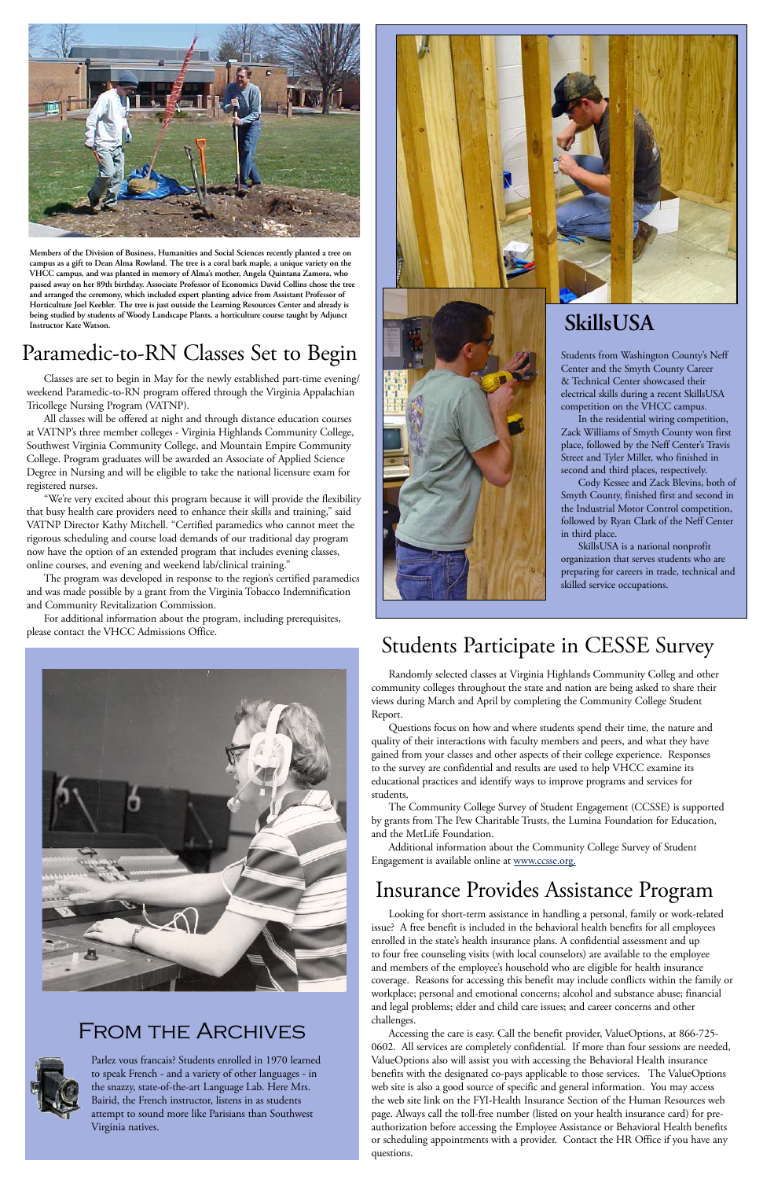**Members of the Division of Business, Humanities and Social Sciences recently planted a tree on campus as a gift to Dean Alma Rowland. The tree is a coral bark maple, a unique variety on the VHCC campus, and was planted in memory of Alma's mother, Angela Quintana Zamora, who passed away on her 89th birthday. Associate Professor of Economics David Collins chose the tree and arranged the ceremony, which included expert planting advice from Assistant Professor of Horticulture Joel Keebler. The tree is just outside the Learning Resources Center and already is being studied by students of Woody Landscape Plants, a horticulture course taught by Adjunct Instructor Kate Watson.**

# Paramedic-to-RN Classes Set to Begin

Classes are set to begin in May for the newly established part-time evening/ weekend Paramedic-to-RN program offered through the Virginia Appalachian Tricollege Nursing Program (VATNP).

All classes will be offered at night and through distance education courses at VATNP's three member colleges - Virginia Highlands Community College, Southwest Virginia Community College, and Mountain Empire Community College. Program graduates will be awarded an Associate of Applied Science Degree in Nursing and will be eligible to take the national licensure exam for registered nurses.

"We're very excited about this program because it will provide the flexibility that busy health care providers need to enhance their skills and training," said VATNP Director Kathy Mitchell. "Certified paramedics who cannot meet the rigorous scheduling and course load demands of our traditional day program now have the option of an extended program that includes evening classes, online courses, and evening and weekend lab/clinical training."

The program was developed in response to the region's certified paramedics and was made possible by a grant from the Virginia Tobacco Indemnification and Community Revitalization Commission.

For additional information about the program, including prerequisites, please contact the VHCC Admissions Office.

# SkillsUSA

Students from Washington County's Neff Center and the Smyth County Career & Technical Center showcased their electrical skills during a recent SkillsUSA competition on the VHCC campus.

In the residential wiring competition, Zack Williams of Smyth County won first place, followed by the Neff Center's Travis Street and Tyler Miller, who finished in second and third places, respectively.

Cody Kessee and Zack Blevins, both of Smyth County, finished first and second in the Industrial Motor Control competition, followed by Ryan Clark of the Neff Center in third place.

SkillsUSA is a national nonprofit organization that serves students who are preparing for careers in trade, technical and skilled service occupations.

# From the Archives

Parlez vous francais? Students enrolled in 1970 learned to speak French - and a variety of other languages - in the snazzy, state-of-the-art Language Lab. Here Mrs. Bairid, the French instructor, listens in as students attempt to sound more like Parisians than Southwest Virginia natives.

# Students Participate in CESSE Survey

Randomly selected classes at Virginia Highlands Community Colleg and other community colleges throughout the state and nation are being asked to share their views during March and April by completing the Community College Student Report.

Questions focus on how and where students spend their time, the nature and quality of their interactions with faculty members and peers, and what they have gained from your classes and other aspects of their college experience. Responses to the survey are confidential and results are used to help VHCC examine its educational practices and identify ways to improve programs and services for students.

The Community College Survey of Student Engagement (CCSSE) is supported by grants from The Pew Charitable Trusts, the Lumina Foundation for Education, and the MetLife Foundation.

Additional information about the Community College Survey of Student Engagement is available online at www.ccsse.org.

# Insurance Provides Assistance Program

Looking for short-term assistance in handling a personal, family or work-related issue? A free benefit is included in the behavioral health benefits for all employees enrolled in the state's health insurance plans. A confidential assessment and up to four free counseling visits (with local counselors) are available to the employee and members of the employee's household who are eligible for health insurance coverage. Reasons for accessing this benefit may include conflicts within the family or workplace; personal and emotional concerns; alcohol and substance abuse; financial and legal problems; elder and child care issues; and career concerns and other challenges.

Accessing the care is easy. Call the benefit provider, ValueOptions, at 866-725-0602. All services are completely confidential. If more than four sessions are needed, ValueOptions also will assist you with accessing the Behavioral Health insurance benefits with the designated co-pays applicable to those services. The ValueOptions web site is also a good source of specific and general information. You may access the web site link on the FYI-Health Insurance Section of the Human Resources web page. Always call the toll-free number (listed on your health insurance card) for pre-authorization before accessing the Employee Assistance or Behavioral Health benefits or scheduling appointments with a provider. Contact the HR Office if you have any questions.